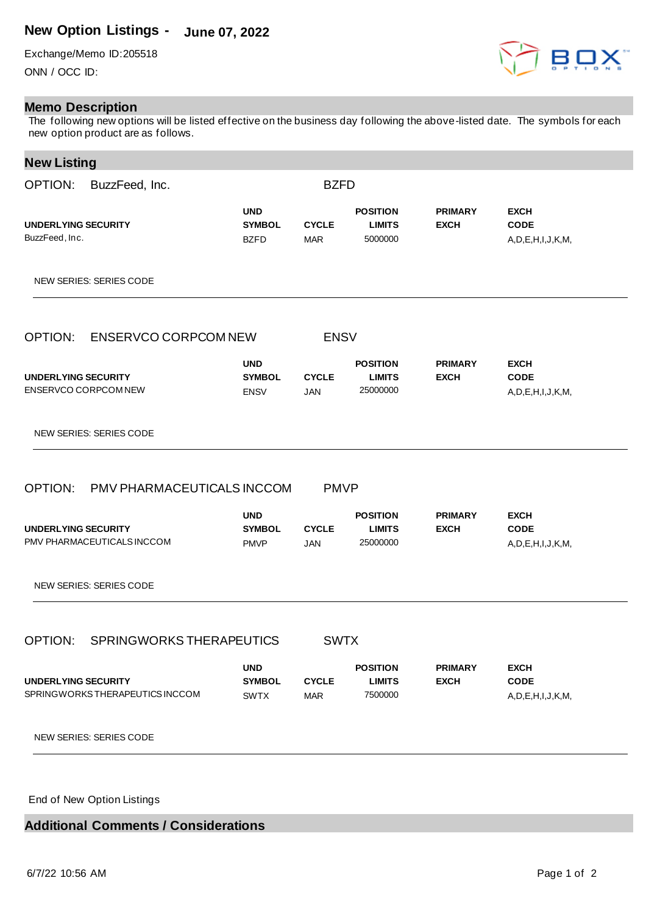# New Option Listings - June 07, 2022

Exchange/Memo ID:205518

ONN / OCC ID:

## Memo Description

The following new options will be listed effective on the business day following the above-listed date. The symbols for each new option product are as follows.

## New Listing

OPTION: BuzzFeed, Inc. BZFD

| UNDERLYING SECURITY | UND SYMBOL | CYCLE | POSITION LIMITS | PRIMARY EXCH | EXCH CODE |
|---|---|---|---|---|---|
| BuzzFeed, Inc. | BZFD | MAR | 5000000 | | A,D,E,H,I,J,K,M, |

NEW SERIES: SERIES CODE

---

OPTION: ENSERVCO CORPCOM NEW ENSV

| UNDERLYING SECURITY | UND SYMBOL | CYCLE | POSITION LIMITS | PRIMARY EXCH | EXCH CODE |
|---|---|---|---|---|---|
| ENSERVCO CORPCOM NEW | ENSV | JAN | 25000000 | | A,D,E,H,I,J,K,M, |

NEW SERIES: SERIES CODE

---

OPTION: PMV PHARMACEUTICALS INCCOM PMVP

| UNDERLYING SECURITY | UND SYMBOL | CYCLE | POSITION LIMITS | PRIMARY EXCH | EXCH CODE |
|---|---|---|---|---|---|
| PMV PHARMACEUTICALS INCCOM | PMVP | JAN | 25000000 | | A,D,E,H,I,J,K,M, |

NEW SERIES: SERIES CODE

---

OPTION: SPRINGWORKS THERAPEUTICS SWTX

| UNDERLYING SECURITY | UND SYMBOL | CYCLE | POSITION LIMITS | PRIMARY EXCH | EXCH CODE |
|---|---|---|---|---|---|
| SPRINGWORKS THERAPEUTICS INCCOM | SWTX | MAR | 7500000 | | A,D,E,H,I,J,K,M, |

NEW SERIES: SERIES CODE

---

End of New Option Listings

## Additional Comments / Considerations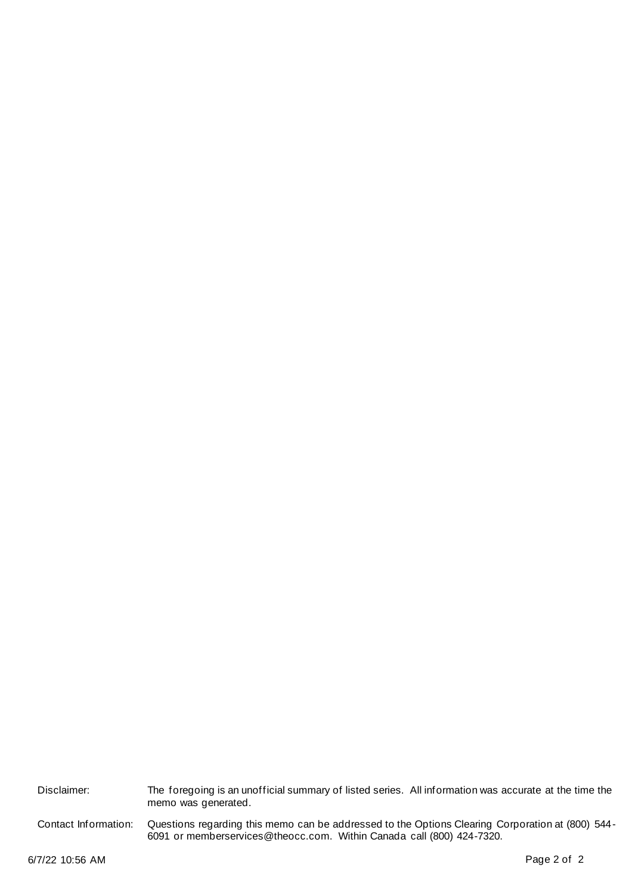| | |
|---|---|
| Disclaimer: | The foregoing is an unofficial summary of listed series. All information was accurate at the time the memo was generated. |
| Contact Information: | Questions regarding this memo can be addressed to the Options Clearing Corporation at (800) 544-6091 or memberservices@theocc.com. Within Canada call (800) 424-7320. |

6/7/22 10:56 AM